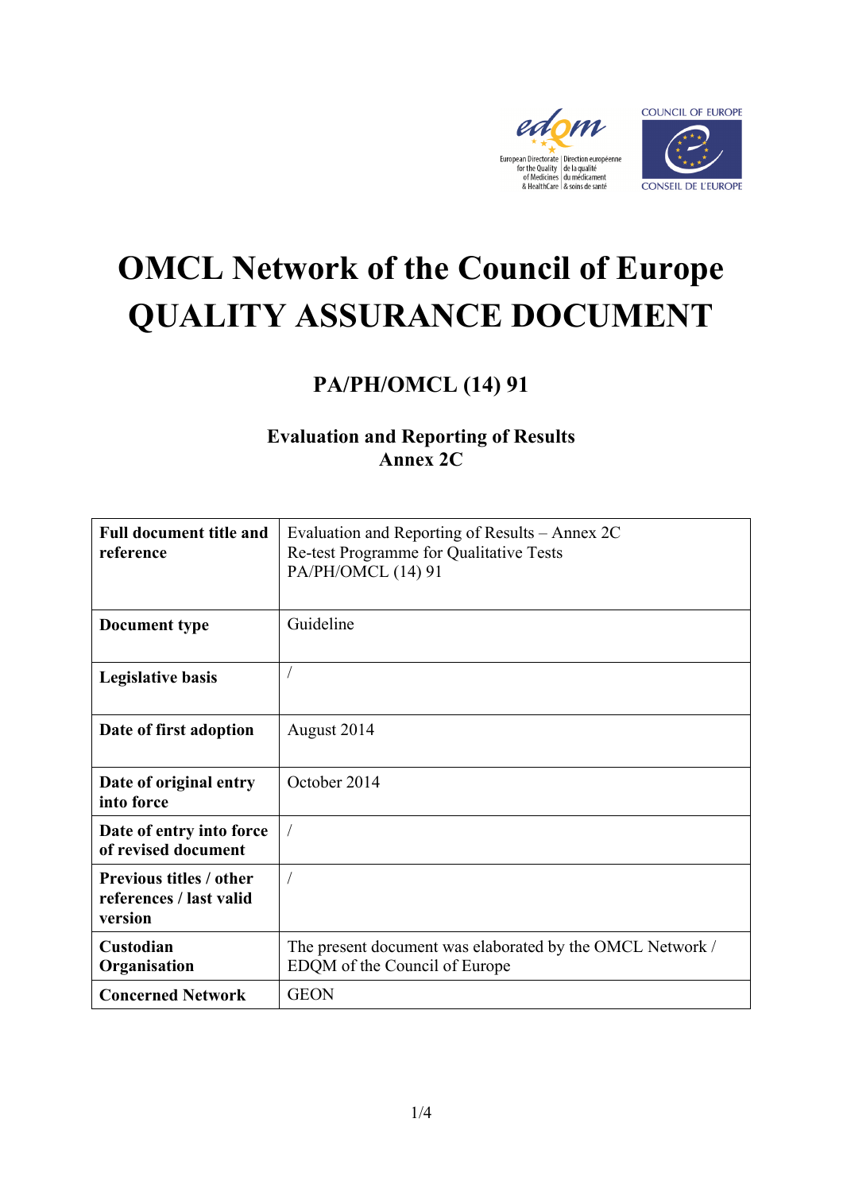# OMCL Network of the Council of Europe
# QUALITY ASSURANCE DOCUMENT

## PA/PH/OMCL (14) 91

### Evaluation and Reporting of Results
### Annex 2C

| **Full document title and reference** | Evaluation and Reporting of Results – Annex 2C<br>Re-test Programme for Qualitative Tests<br>PA/PH/OMCL (14) 91 |
|---|---|
| **Document type** | Guideline |
| **Legislative basis** | / |
| **Date of first adoption** | August 2014 |
| **Date of original entry into force** | October 2014 |
| **Date of entry into force of revised document** | / |
| **Previous titles / other references / last valid version** | / |
| **Custodian Organisation** | The present document was elaborated by the OMCL Network / EDQM of the Council of Europe |
| **Concerned Network** | GEON |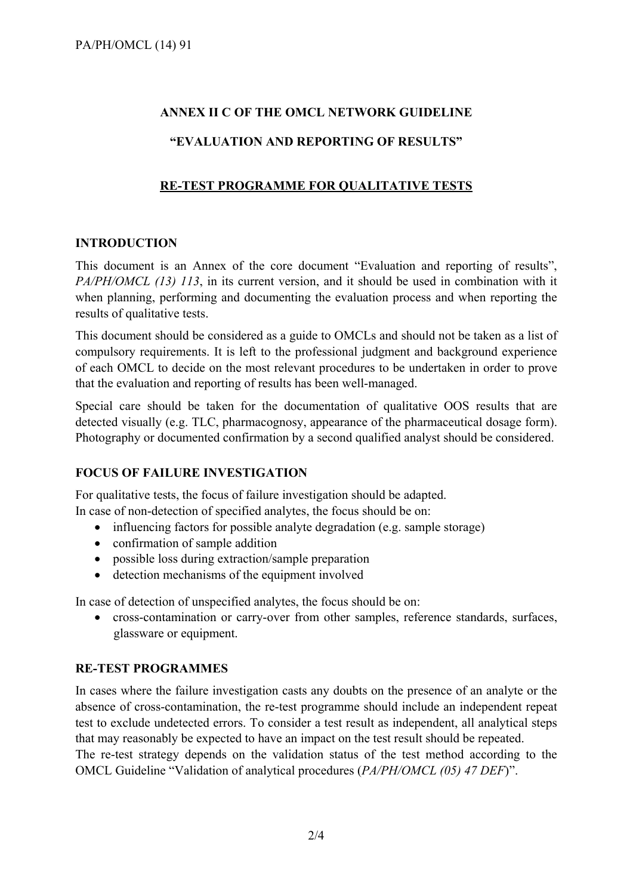**ANNEX II C OF THE OMCL NETWORK GUIDELINE**

**"EVALUATION AND REPORTING OF RESULTS"**

**RE-TEST PROGRAMME FOR QUALITATIVE TESTS**

## INTRODUCTION

This document is an Annex of the core document "Evaluation and reporting of results", *PA/PH/OMCL (13) 113*, in its current version, and it should be used in combination with it when planning, performing and documenting the evaluation process and when reporting the results of qualitative tests.

This document should be considered as a guide to OMCLs and should not be taken as a list of compulsory requirements. It is left to the professional judgment and background experience of each OMCL to decide on the most relevant procedures to be undertaken in order to prove that the evaluation and reporting of results has been well-managed.

Special care should be taken for the documentation of qualitative OOS results that are detected visually (e.g. TLC, pharmacognosy, appearance of the pharmaceutical dosage form). Photography or documented confirmation by a second qualified analyst should be considered.

## FOCUS OF FAILURE INVESTIGATION

For qualitative tests, the focus of failure investigation should be adapted.
In case of non-detection of specified analytes, the focus should be on:

- influencing factors for possible analyte degradation (e.g. sample storage)
- confirmation of sample addition
- possible loss during extraction/sample preparation
- detection mechanisms of the equipment involved

In case of detection of unspecified analytes, the focus should be on:

- cross-contamination or carry-over from other samples, reference standards, surfaces, glassware or equipment.

## RE-TEST PROGRAMMES

In cases where the failure investigation casts any doubts on the presence of an analyte or the absence of cross-contamination, the re-test programme should include an independent repeat test to exclude undetected errors. To consider a test result as independent, all analytical steps that may reasonably be expected to have an impact on the test result should be repeated.
The re-test strategy depends on the validation status of the test method according to the OMCL Guideline "Validation of analytical procedures (*PA/PH/OMCL (05) 47 DEF*)".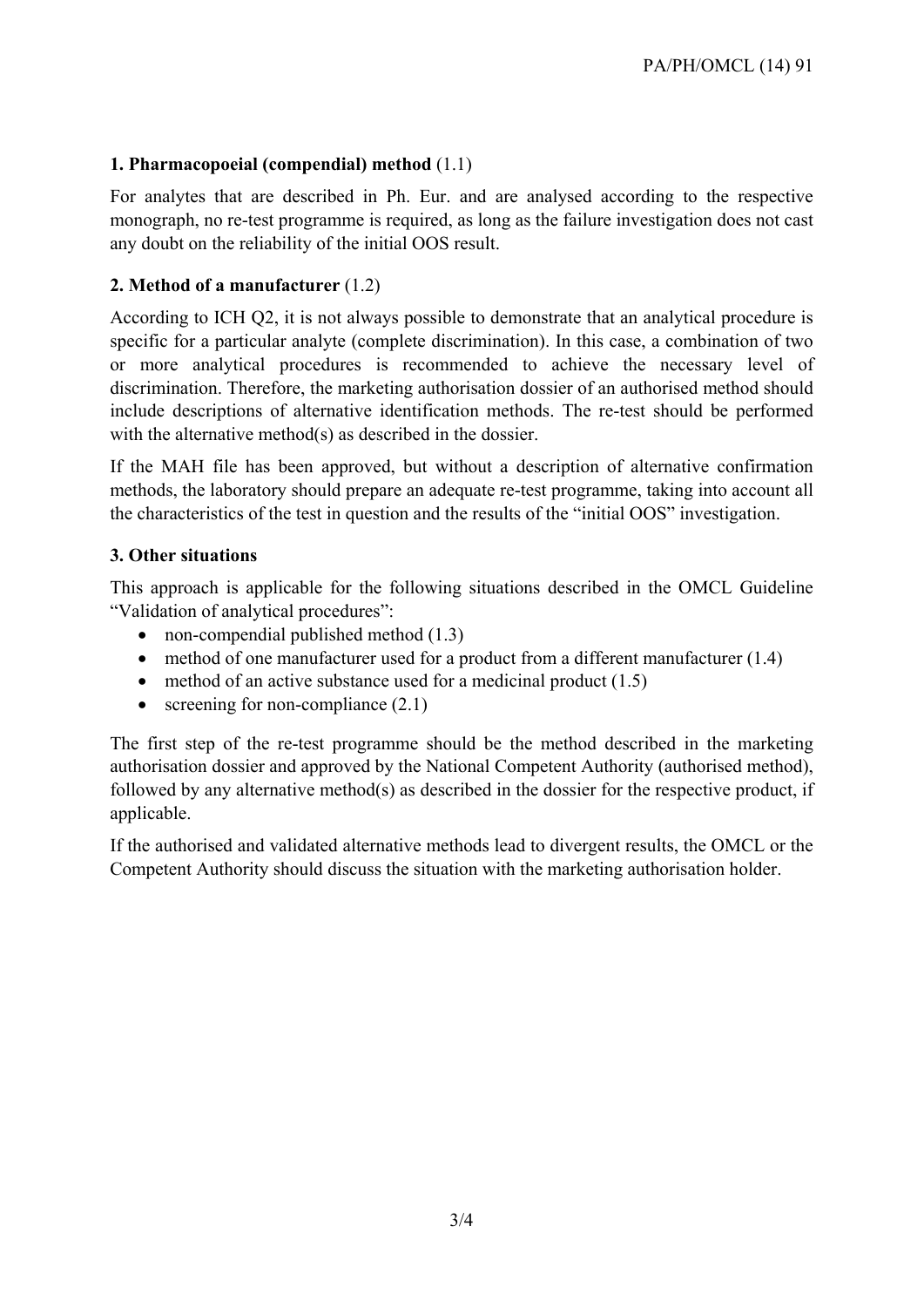**1. Pharmacopoeial (compendial) method** (1.1)

For analytes that are described in Ph. Eur. and are analysed according to the respective monograph, no re-test programme is required, as long as the failure investigation does not cast any doubt on the reliability of the initial OOS result.

**2. Method of a manufacturer** (1.2)

According to ICH Q2, it is not always possible to demonstrate that an analytical procedure is specific for a particular analyte (complete discrimination). In this case, a combination of two or more analytical procedures is recommended to achieve the necessary level of discrimination. Therefore, the marketing authorisation dossier of an authorised method should include descriptions of alternative identification methods. The re-test should be performed with the alternative method(s) as described in the dossier.

If the MAH file has been approved, but without a description of alternative confirmation methods, the laboratory should prepare an adequate re-test programme, taking into account all the characteristics of the test in question and the results of the "initial OOS" investigation.

**3. Other situations**

This approach is applicable for the following situations described in the OMCL Guideline "Validation of analytical procedures":

- non-compendial published method (1.3)
- method of one manufacturer used for a product from a different manufacturer (1.4)
- method of an active substance used for a medicinal product (1.5)
- screening for non-compliance (2.1)

The first step of the re-test programme should be the method described in the marketing authorisation dossier and approved by the National Competent Authority (authorised method), followed by any alternative method(s) as described in the dossier for the respective product, if applicable.

If the authorised and validated alternative methods lead to divergent results, the OMCL or the Competent Authority should discuss the situation with the marketing authorisation holder.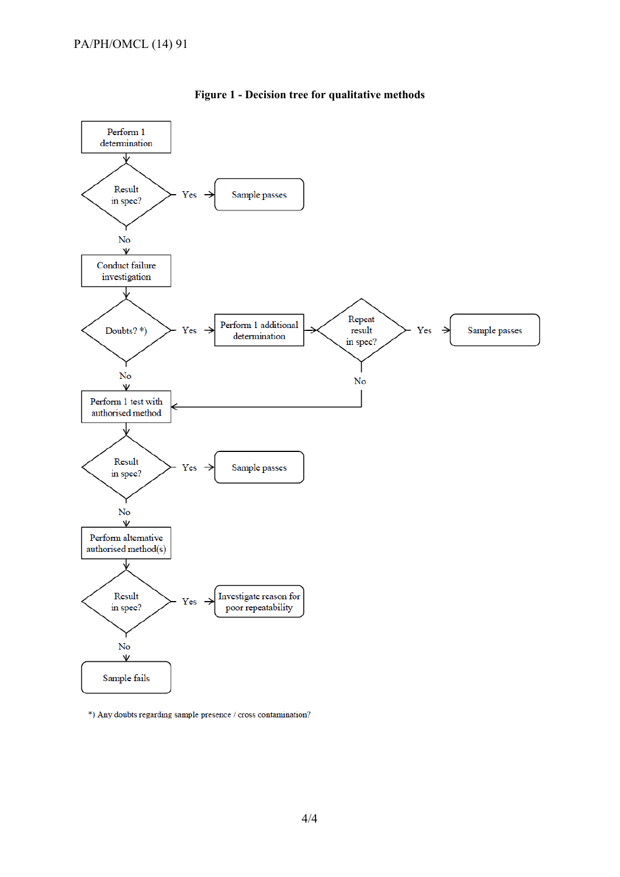**Figure 1 - Decision tree for qualitative methods**

Perform 1 determination

Result in spec?

Yes

Sample passes

No

Conduct failure investigation

Doubts? *)

Yes

Perform 1 additional determination

Repeat result in spec?

Yes

Sample passes

No

No

Perform 1 test with authorised method

Result in spec?

Yes

Sample passes

No

Perform alternative authorised method(s)

Result in spec?

Yes

Investigate reason for poor repeatability

No

Sample fails

*) Any doubts regarding sample presence / cross contamination?